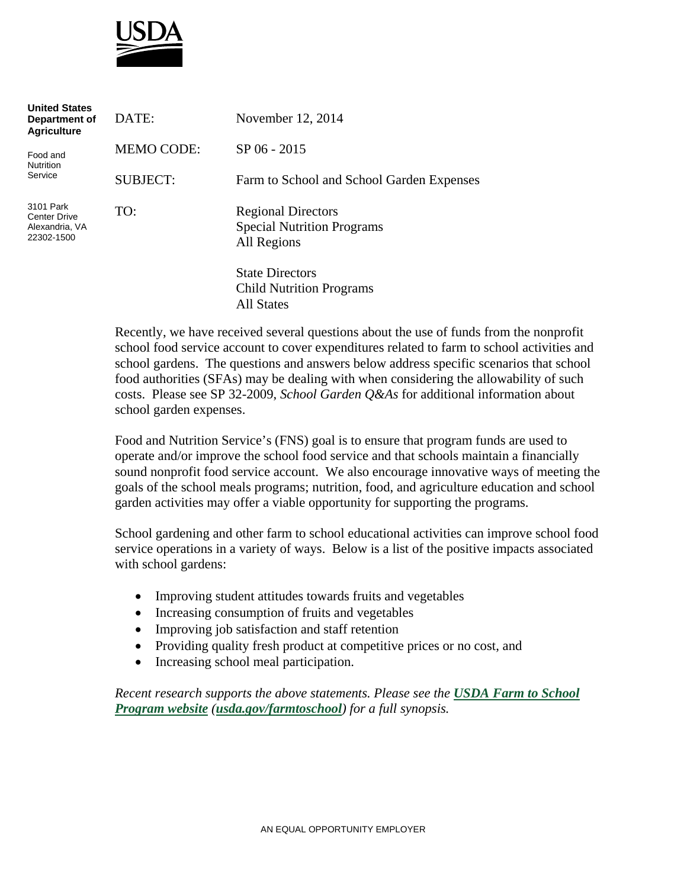USDA

**United States Department of Agriculture**

Food and Nutrition Service

3101 Park Center Drive
Alexandria, VA
22302-1500

| | |
|---|---|
| DATE: | November 12, 2014 |
| MEMO CODE: | SP 06 - 2015 |
| SUBJECT: | Farm to School and School Garden Expenses |
| TO: | Regional Directors<br>Special Nutrition Programs<br>All Regions<br><br>State Directors<br>Child Nutrition Programs<br>All States |

Recently, we have received several questions about the use of funds from the nonprofit school food service account to cover expenditures related to farm to school activities and school gardens. The questions and answers below address specific scenarios that school food authorities (SFAs) may be dealing with when considering the allowability of such costs. Please see SP 32-2009, *School Garden Q&As* for additional information about school garden expenses.

Food and Nutrition Service's (FNS) goal is to ensure that program funds are used to operate and/or improve the school food service and that schools maintain a financially sound nonprofit food service account. We also encourage innovative ways of meeting the goals of the school meals programs; nutrition, food, and agriculture education and school garden activities may offer a viable opportunity for supporting the programs.

School gardening and other farm to school educational activities can improve school food service operations in a variety of ways. Below is a list of the positive impacts associated with school gardens:

- Improving student attitudes towards fruits and vegetables
- Increasing consumption of fruits and vegetables
- Improving job satisfaction and staff retention
- Providing quality fresh product at competitive prices or no cost, and
- Increasing school meal participation.

*Recent research supports the above statements. Please see the* ***USDA Farm to School Program website*** *(**usda.gov/farmtoschool**) for a full synopsis.*

AN EQUAL OPPORTUNITY EMPLOYER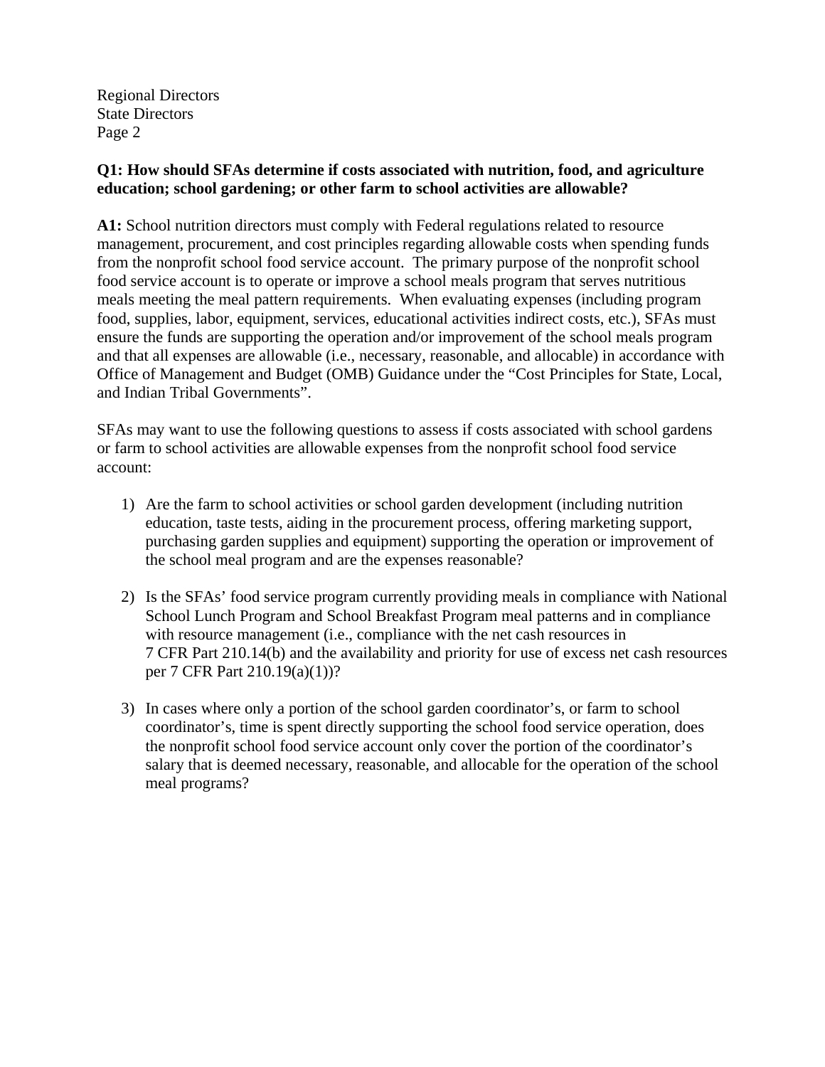**Q1: How should SFAs determine if costs associated with nutrition, food, and agriculture education; school gardening; or other farm to school activities are allowable?**

**A1:** School nutrition directors must comply with Federal regulations related to resource management, procurement, and cost principles regarding allowable costs when spending funds from the nonprofit school food service account. The primary purpose of the nonprofit school food service account is to operate or improve a school meals program that serves nutritious meals meeting the meal pattern requirements. When evaluating expenses (including program food, supplies, labor, equipment, services, educational activities indirect costs, etc.), SFAs must ensure the funds are supporting the operation and/or improvement of the school meals program and that all expenses are allowable (i.e., necessary, reasonable, and allocable) in accordance with Office of Management and Budget (OMB) Guidance under the "Cost Principles for State, Local, and Indian Tribal Governments".

SFAs may want to use the following questions to assess if costs associated with school gardens or farm to school activities are allowable expenses from the nonprofit school food service account:

1) Are the farm to school activities or school garden development (including nutrition education, taste tests, aiding in the procurement process, offering marketing support, purchasing garden supplies and equipment) supporting the operation or improvement of the school meal program and are the expenses reasonable?

2) Is the SFAs' food service program currently providing meals in compliance with National School Lunch Program and School Breakfast Program meal patterns and in compliance with resource management (i.e., compliance with the net cash resources in 7 CFR Part 210.14(b) and the availability and priority for use of excess net cash resources per 7 CFR Part 210.19(a)(1))?

3) In cases where only a portion of the school garden coordinator's, or farm to school coordinator's, time is spent directly supporting the school food service operation, does the nonprofit school food service account only cover the portion of the coordinator's salary that is deemed necessary, reasonable, and allocable for the operation of the school meal programs?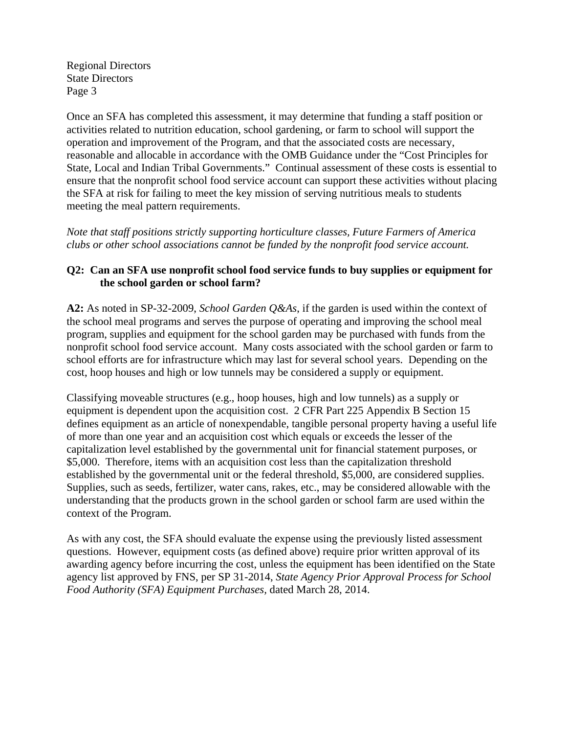Once an SFA has completed this assessment, it may determine that funding a staff position or activities related to nutrition education, school gardening, or farm to school will support the operation and improvement of the Program, and that the associated costs are necessary, reasonable and allocable in accordance with the OMB Guidance under the "Cost Principles for State, Local and Indian Tribal Governments." Continual assessment of these costs is essential to ensure that the nonprofit school food service account can support these activities without placing the SFA at risk for failing to meet the key mission of serving nutritious meals to students meeting the meal pattern requirements.

*Note that staff positions strictly supporting horticulture classes, Future Farmers of America clubs or other school associations cannot be funded by the nonprofit food service account.*

**Q2: Can an SFA use nonprofit school food service funds to buy supplies or equipment for the school garden or school farm?**

**A2:** As noted in SP-32-2009, *School Garden Q&As*, if the garden is used within the context of the school meal programs and serves the purpose of operating and improving the school meal program, supplies and equipment for the school garden may be purchased with funds from the nonprofit school food service account. Many costs associated with the school garden or farm to school efforts are for infrastructure which may last for several school years. Depending on the cost, hoop houses and high or low tunnels may be considered a supply or equipment.

Classifying moveable structures (e.g., hoop houses, high and low tunnels) as a supply or equipment is dependent upon the acquisition cost. 2 CFR Part 225 Appendix B Section 15 defines equipment as an article of nonexpendable, tangible personal property having a useful life of more than one year and an acquisition cost which equals or exceeds the lesser of the capitalization level established by the governmental unit for financial statement purposes, or $5,000. Therefore, items with an acquisition cost less than the capitalization threshold established by the governmental unit or the federal threshold, $5,000, are considered supplies. Supplies, such as seeds, fertilizer, water cans, rakes, etc., may be considered allowable with the understanding that the products grown in the school garden or school farm are used within the context of the Program.

As with any cost, the SFA should evaluate the expense using the previously listed assessment questions. However, equipment costs (as defined above) require prior written approval of its awarding agency before incurring the cost, unless the equipment has been identified on the State agency list approved by FNS, per SP 31-2014, *State Agency Prior Approval Process for School Food Authority (SFA) Equipment Purchases,* dated March 28, 2014.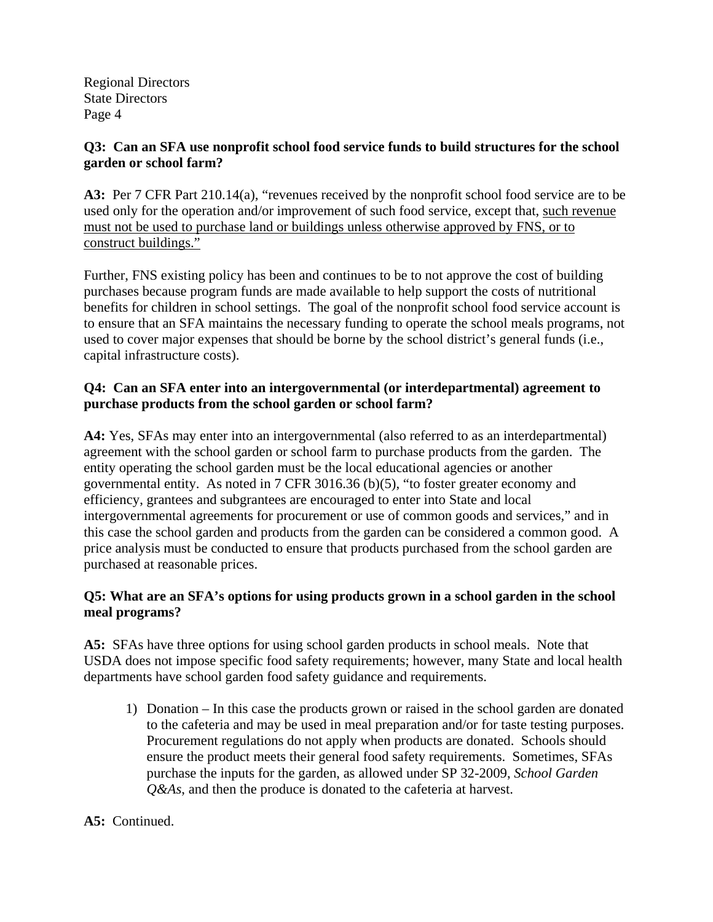**Q3: Can an SFA use nonprofit school food service funds to build structures for the school garden or school farm?**

**A3:** Per 7 CFR Part 210.14(a), "revenues received by the nonprofit school food service are to be used only for the operation and/or improvement of such food service, except that, such revenue must not be used to purchase land or buildings unless otherwise approved by FNS, or to construct buildings."

Further, FNS existing policy has been and continues to be to not approve the cost of building purchases because program funds are made available to help support the costs of nutritional benefits for children in school settings. The goal of the nonprofit school food service account is to ensure that an SFA maintains the necessary funding to operate the school meals programs, not used to cover major expenses that should be borne by the school district's general funds (i.e., capital infrastructure costs).

**Q4: Can an SFA enter into an intergovernmental (or interdepartmental) agreement to purchase products from the school garden or school farm?**

**A4:** Yes, SFAs may enter into an intergovernmental (also referred to as an interdepartmental) agreement with the school garden or school farm to purchase products from the garden. The entity operating the school garden must be the local educational agencies or another governmental entity. As noted in 7 CFR 3016.36 (b)(5), "to foster greater economy and efficiency, grantees and subgrantees are encouraged to enter into State and local intergovernmental agreements for procurement or use of common goods and services," and in this case the school garden and products from the garden can be considered a common good. A price analysis must be conducted to ensure that products purchased from the school garden are purchased at reasonable prices.

**Q5: What are an SFA's options for using products grown in a school garden in the school meal programs?**

**A5:** SFAs have three options for using school garden products in school meals. Note that USDA does not impose specific food safety requirements; however, many State and local health departments have school garden food safety guidance and requirements.

1) Donation – In this case the products grown or raised in the school garden are donated to the cafeteria and may be used in meal preparation and/or for taste testing purposes. Procurement regulations do not apply when products are donated. Schools should ensure the product meets their general food safety requirements. Sometimes, SFAs purchase the inputs for the garden, as allowed under SP 32-2009, *School Garden Q&As*, and then the produce is donated to the cafeteria at harvest.

**A5:** Continued.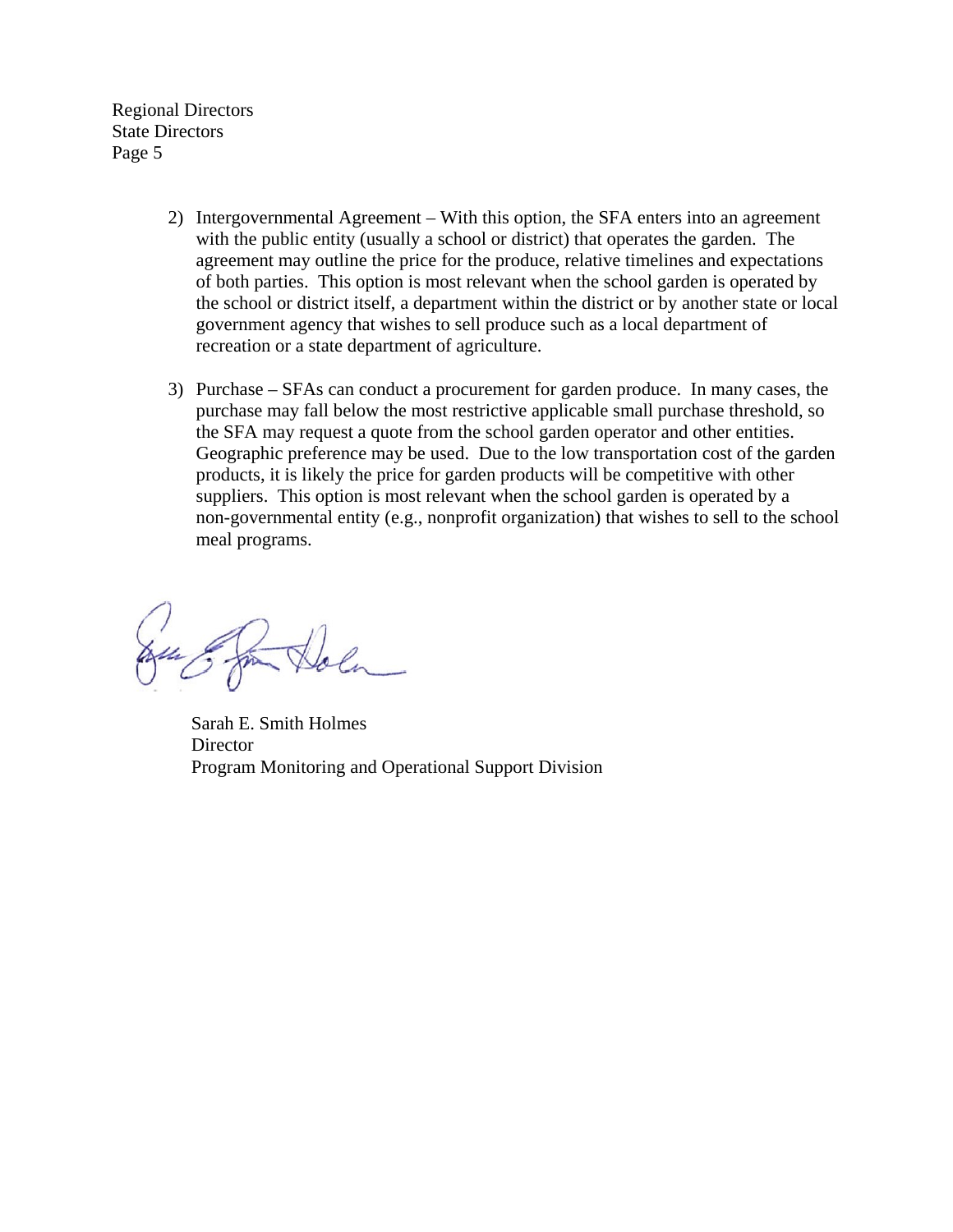2) Intergovernmental Agreement – With this option, the SFA enters into an agreement with the public entity (usually a school or district) that operates the garden. The agreement may outline the price for the produce, relative timelines and expectations of both parties. This option is most relevant when the school garden is operated by the school or district itself, a department within the district or by another state or local government agency that wishes to sell produce such as a local department of recreation or a state department of agriculture.

3) Purchase – SFAs can conduct a procurement for garden produce. In many cases, the purchase may fall below the most restrictive applicable small purchase threshold, so the SFA may request a quote from the school garden operator and other entities. Geographic preference may be used. Due to the low transportation cost of the garden products, it is likely the price for garden products will be competitive with other suppliers. This option is most relevant when the school garden is operated by a non-governmental entity (e.g., nonprofit organization) that wishes to sell to the school meal programs.

Sarah E. Smith Holmes
Director
Program Monitoring and Operational Support Division